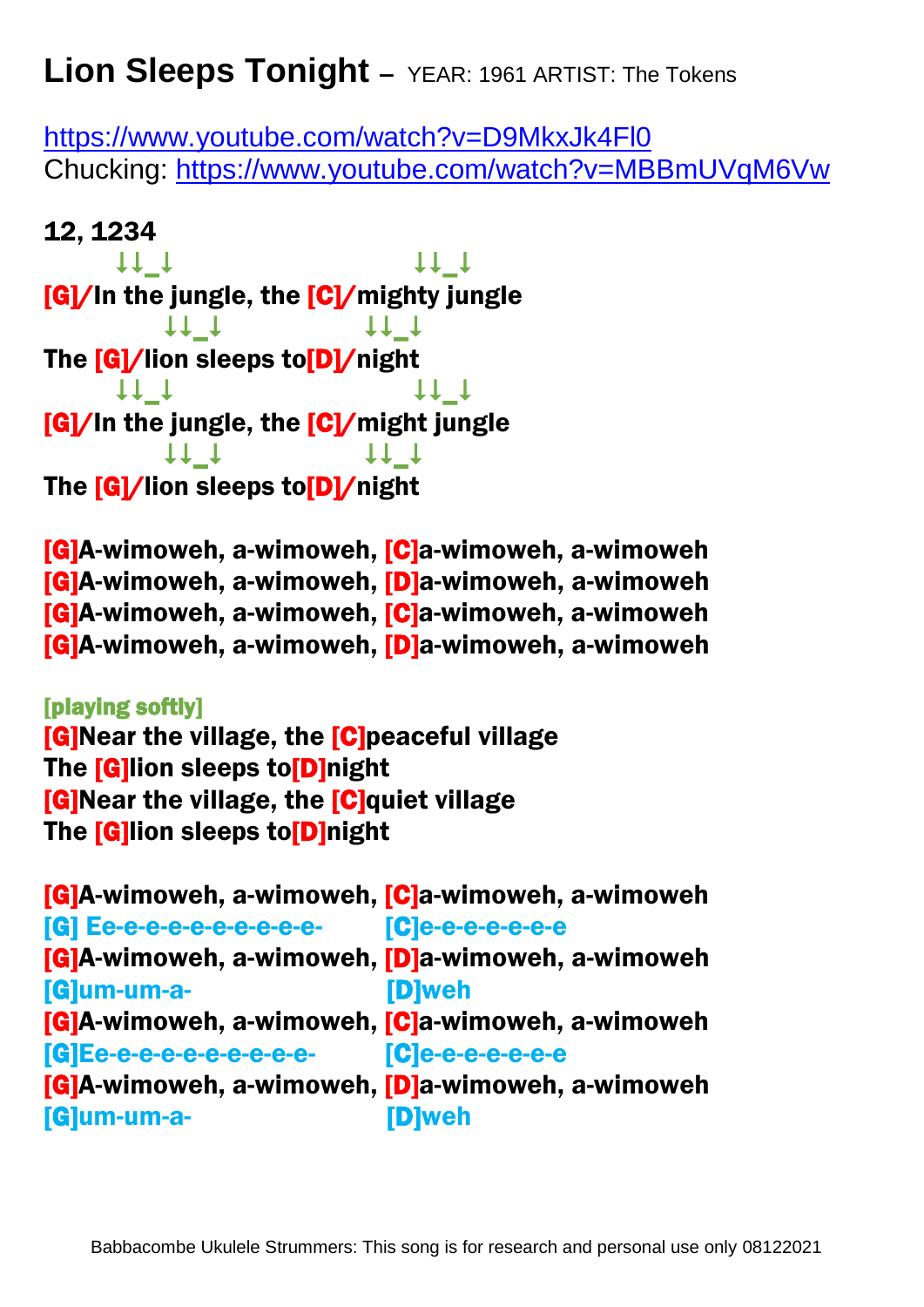# Lion Sleeps Tonight – YEAR: 1961 ARTIST: The Tokens

https://www.youtube.com/watch?v=D9MkxJk4Fl0
Chucking: https://www.youtube.com/watch?v=MBBmUVqM6Vw

**12, 1234**

↓↓_↓ ↓↓_↓
**[G]/In the jungle, the [C]/mighty jungle**
↓↓_↓ ↓↓_↓
**The [G]/lion sleeps to[D]/night**
↓↓_↓ ↓↓_↓
**[G]/In the jungle, the [C]/might jungle**
↓↓_↓ ↓↓_↓
**The [G]/lion sleeps to[D]/night**

**[G]A-wimoweh, a-wimoweh, [C]a-wimoweh, a-wimoweh**
**[G]A-wimoweh, a-wimoweh, [D]a-wimoweh, a-wimoweh**
**[G]A-wimoweh, a-wimoweh, [C]a-wimoweh, a-wimoweh**
**[G]A-wimoweh, a-wimoweh, [D]a-wimoweh, a-wimoweh**

**[playing softly]**
**[G]Near the village, the [C]peaceful village**
**The [G]lion sleeps to[D]night**
**[G]Near the village, the [C]quiet village**
**The [G]lion sleeps to[D]night**

**[G]A-wimoweh, a-wimoweh, [C]a-wimoweh, a-wimoweh**
**[G] Ee-e-e-e-e-e-e-e-e-e-e- [C]e-e-e-e-e-e-e**
**[G]A-wimoweh, a-wimoweh, [D]a-wimoweh, a-wimoweh**
**[G]um-um-a- [D]weh**
**[G]A-wimoweh, a-wimoweh, [C]a-wimoweh, a-wimoweh**
**[G]Ee-e-e-e-e-e-e-e-e-e-e- [C]e-e-e-e-e-e-e**
**[G]A-wimoweh, a-wimoweh, [D]a-wimoweh, a-wimoweh**
**[G]um-um-a- [D]weh**

Babbacombe Ukulele Strummers: This song is for research and personal use only 08122021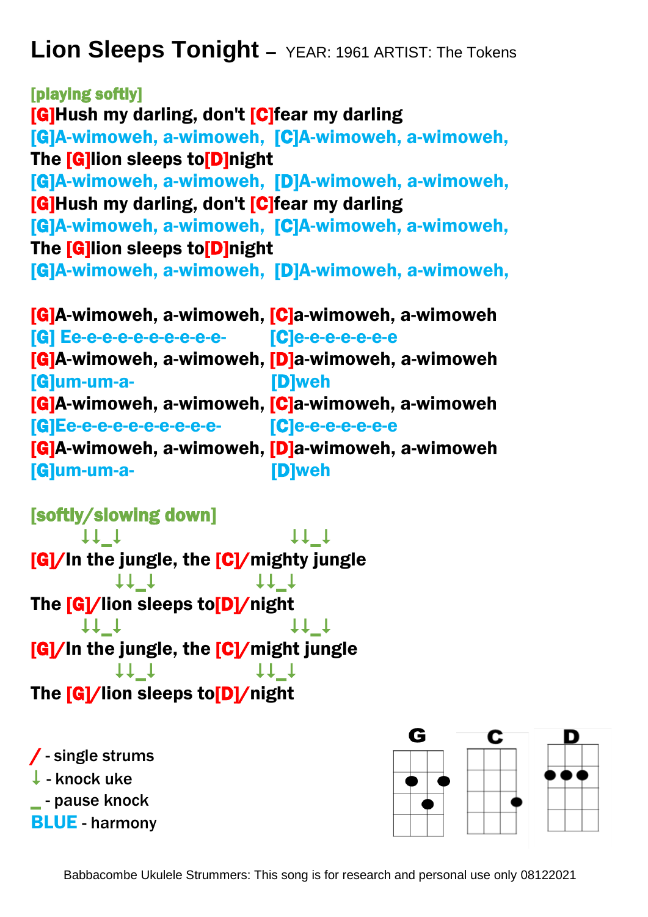# Lion Sleeps Tonight – YEAR: 1961 ARTIST: The Tokens

[playing softly]
[G]Hush my darling, don't [C]fear my darling
[G]A-wimoweh, a-wimoweh, [C]A-wimoweh, a-wimoweh,
The [G]lion sleeps to[D]night
[G]A-wimoweh, a-wimoweh, [D]A-wimoweh, a-wimoweh,
[G]Hush my darling, don't [C]fear my darling
[G]A-wimoweh, a-wimoweh, [C]A-wimoweh, a-wimoweh,
The [G]lion sleeps to[D]night
[G]A-wimoweh, a-wimoweh, [D]A-wimoweh, a-wimoweh,

[G]A-wimoweh, a-wimoweh, [C]a-wimoweh, a-wimoweh
[G] Ee-e-e-e-e-e-e-e-e-e-e- [C]e-e-e-e-e-e-e
[G]A-wimoweh, a-wimoweh, [D]a-wimoweh, a-wimoweh
[G]um-um-a- [D]weh
[G]A-wimoweh, a-wimoweh, [C]a-wimoweh, a-wimoweh
[G]Ee-e-e-e-e-e-e-e-e-e-e- [C]e-e-e-e-e-e-e
[G]A-wimoweh, a-wimoweh, [D]a-wimoweh, a-wimoweh
[G]um-um-a- [D]weh

[softly/slowing down]
↓↓_↓ ↓↓_↓
[G]/In the jungle, the [C]/mighty jungle
↓↓_↓ ↓↓_↓
The [G]/lion sleeps to[D]/night
↓↓_↓ ↓↓_↓
[G]/In the jungle, the [C]/might jungle
↓↓_↓ ↓↓_↓
The [G]/lion sleeps to[D]/night

/ - single strums
↓ - knock uke
_ - pause knock
BLUE - harmony

G C D

Babbacombe Ukulele Strummers: This song is for research and personal use only 08122021